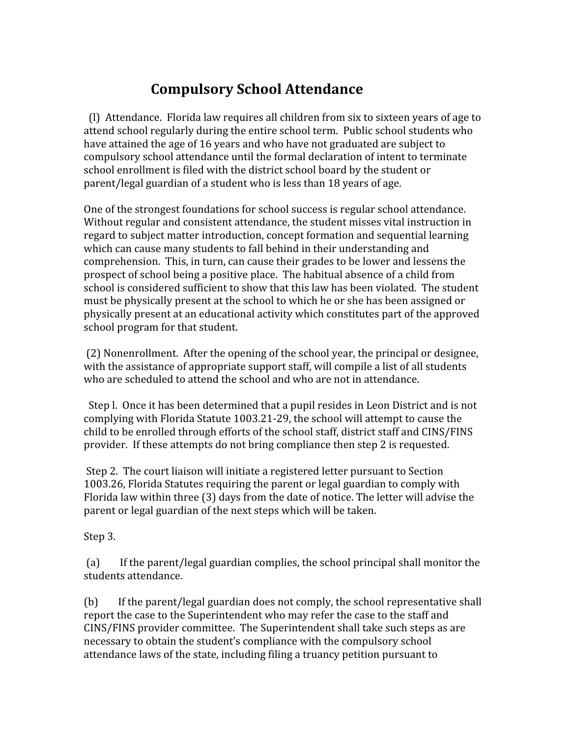# Compulsory School Attendance

(l) Attendance. Florida law requires all children from six to sixteen years of age to attend school regularly during the entire school term. Public school students who have attained the age of 16 years and who have not graduated are subject to compulsory school attendance until the formal declaration of intent to terminate school enrollment is filed with the district school board by the student or parent/legal guardian of a student who is less than 18 years of age.

One of the strongest foundations for school success is regular school attendance. Without regular and consistent attendance, the student misses vital instruction in regard to subject matter introduction, concept formation and sequential learning which can cause many students to fall behind in their understanding and comprehension. This, in turn, can cause their grades to be lower and lessens the prospect of school being a positive place. The habitual absence of a child from school is considered sufficient to show that this law has been violated. The student must be physically present at the school to which he or she has been assigned or physically present at an educational activity which constitutes part of the approved school program for that student.

(2) Nonenrollment. After the opening of the school year, the principal or designee, with the assistance of appropriate support staff, will compile a list of all students who are scheduled to attend the school and who are not in attendance.

Step l. Once it has been determined that a pupil resides in Leon District and is not complying with Florida Statute 1003.21-29, the school will attempt to cause the child to be enrolled through efforts of the school staff, district staff and CINS/FINS provider. If these attempts do not bring compliance then step 2 is requested.

Step 2. The court liaison will initiate a registered letter pursuant to Section 1003.26, Florida Statutes requiring the parent or legal guardian to comply with Florida law within three (3) days from the date of notice. The letter will advise the parent or legal guardian of the next steps which will be taken.

Step 3.

(a) If the parent/legal guardian complies, the school principal shall monitor the students attendance.

(b) If the parent/legal guardian does not comply, the school representative shall report the case to the Superintendent who may refer the case to the staff and CINS/FINS provider committee. The Superintendent shall take such steps as are necessary to obtain the student's compliance with the compulsory school attendance laws of the state, including filing a truancy petition pursuant to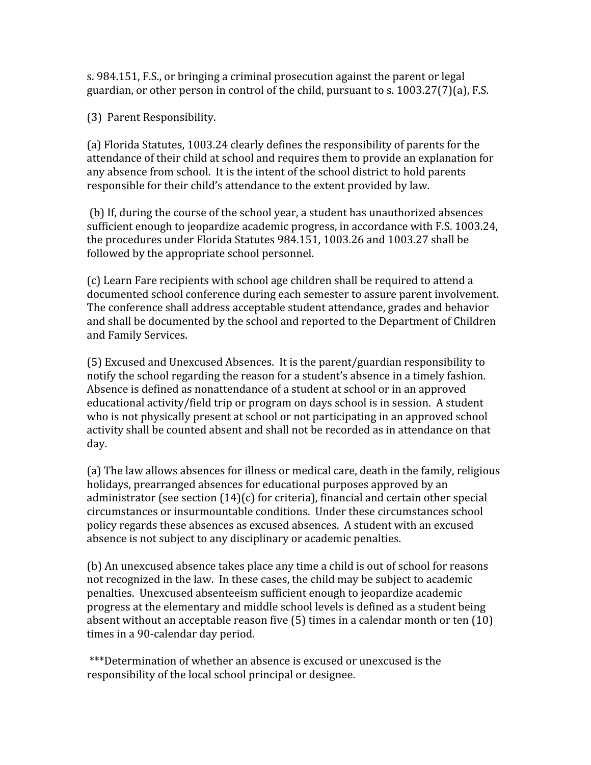s. 984.151, F.S., or bringing a criminal prosecution against the parent or legal guardian, or other person in control of the child, pursuant to s. 1003.27(7)(a), F.S.

(3) Parent Responsibility.

(a) Florida Statutes, 1003.24 clearly defines the responsibility of parents for the attendance of their child at school and requires them to provide an explanation for any absence from school. It is the intent of the school district to hold parents responsible for their child's attendance to the extent provided by law.

(b) If, during the course of the school year, a student has unauthorized absences sufficient enough to jeopardize academic progress, in accordance with F.S. 1003.24, the procedures under Florida Statutes 984.151, 1003.26 and 1003.27 shall be followed by the appropriate school personnel.

(c) Learn Fare recipients with school age children shall be required to attend a documented school conference during each semester to assure parent involvement. The conference shall address acceptable student attendance, grades and behavior and shall be documented by the school and reported to the Department of Children and Family Services.

(5) Excused and Unexcused Absences. It is the parent/guardian responsibility to notify the school regarding the reason for a student's absence in a timely fashion. Absence is defined as nonattendance of a student at school or in an approved educational activity/field trip or program on days school is in session. A student who is not physically present at school or not participating in an approved school activity shall be counted absent and shall not be recorded as in attendance on that day.

(a) The law allows absences for illness or medical care, death in the family, religious holidays, prearranged absences for educational purposes approved by an administrator (see section (14)(c) for criteria), financial and certain other special circumstances or insurmountable conditions. Under these circumstances school policy regards these absences as excused absences. A student with an excused absence is not subject to any disciplinary or academic penalties.

(b) An unexcused absence takes place any time a child is out of school for reasons not recognized in the law. In these cases, the child may be subject to academic penalties. Unexcused absenteeism sufficient enough to jeopardize academic progress at the elementary and middle school levels is defined as a student being absent without an acceptable reason five (5) times in a calendar month or ten (10) times in a 90-calendar day period.

***Determination of whether an absence is excused or unexcused is the responsibility of the local school principal or designee.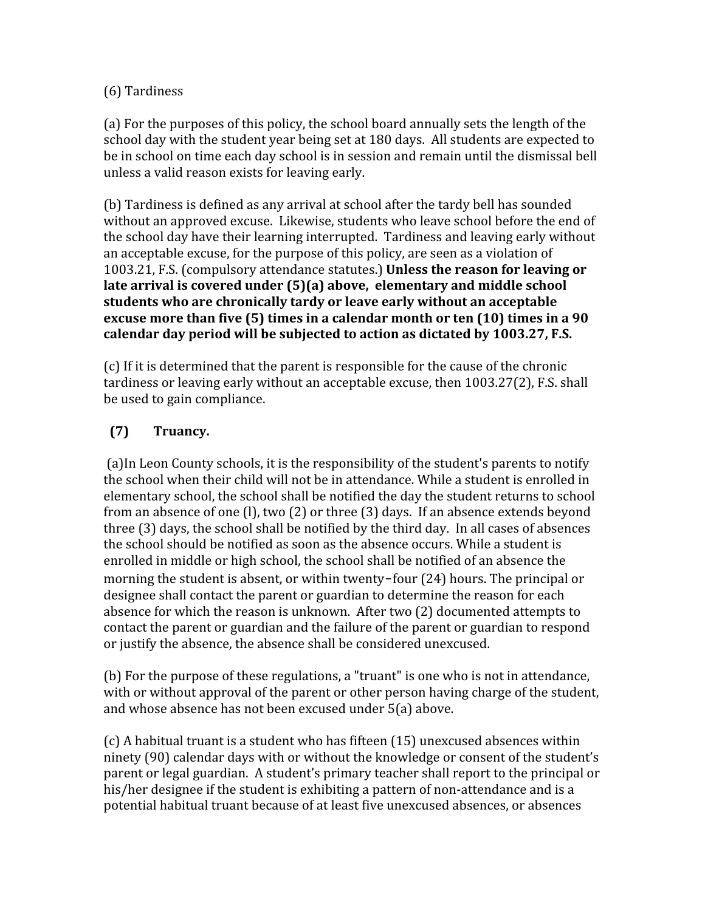(6) Tardiness

(a) For the purposes of this policy, the school board annually sets the length of the school day with the student year being set at 180 days. All students are expected to be in school on time each day school is in session and remain until the dismissal bell unless a valid reason exists for leaving early.

(b) Tardiness is defined as any arrival at school after the tardy bell has sounded without an approved excuse. Likewise, students who leave school before the end of the school day have their learning interrupted. Tardiness and leaving early without an acceptable excuse, for the purpose of this policy, are seen as a violation of 1003.21, F.S. (compulsory attendance statutes.) **Unless the reason for leaving or late arrival is covered under (5)(a) above, elementary and middle school students who are chronically tardy or leave early without an acceptable excuse more than five (5) times in a calendar month or ten (10) times in a 90 calendar day period will be subjected to action as dictated by 1003.27, F.S.**

(c) If it is determined that the parent is responsible for the cause of the chronic tardiness or leaving early without an acceptable excuse, then 1003.27(2), F.S. shall be used to gain compliance.

**(7) Truancy.**

(a)In Leon County schools, it is the responsibility of the student's parents to notify the school when their child will not be in attendance. While a student is enrolled in elementary school, the school shall be notified the day the student returns to school from an absence of one (l), two (2) or three (3) days. If an absence extends beyond three (3) days, the school shall be notified by the third day. In all cases of absences the school should be notified as soon as the absence occurs. While a student is enrolled in middle or high school, the school shall be notified of an absence the morning the student is absent, or within twenty-four (24) hours. The principal or designee shall contact the parent or guardian to determine the reason for each absence for which the reason is unknown. After two (2) documented attempts to contact the parent or guardian and the failure of the parent or guardian to respond or justify the absence, the absence shall be considered unexcused.

(b) For the purpose of these regulations, a "truant" is one who is not in attendance, with or without approval of the parent or other person having charge of the student, and whose absence has not been excused under 5(a) above.

(c) A habitual truant is a student who has fifteen (15) unexcused absences within ninety (90) calendar days with or without the knowledge or consent of the student's parent or legal guardian. A student's primary teacher shall report to the principal or his/her designee if the student is exhibiting a pattern of non-attendance and is a potential habitual truant because of at least five unexcused absences, or absences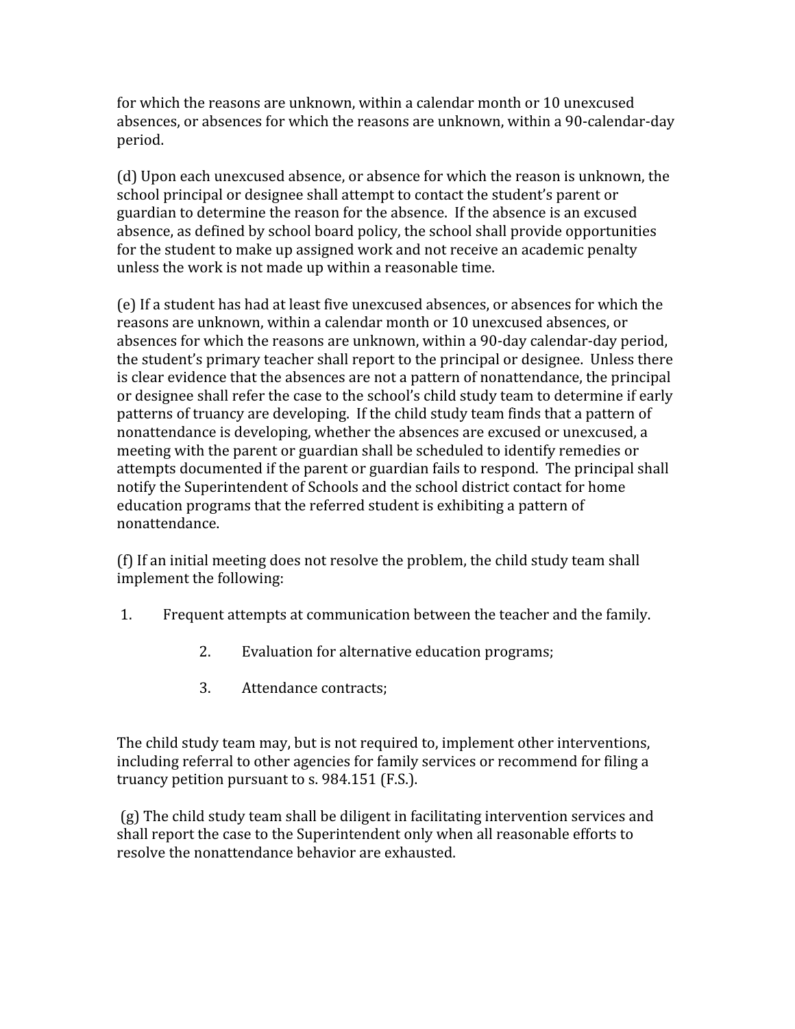for which the reasons are unknown, within a calendar month or 10 unexcused absences, or absences for which the reasons are unknown, within a 90-calendar-day period.

(d) Upon each unexcused absence, or absence for which the reason is unknown, the school principal or designee shall attempt to contact the student's parent or guardian to determine the reason for the absence. If the absence is an excused absence, as defined by school board policy, the school shall provide opportunities for the student to make up assigned work and not receive an academic penalty unless the work is not made up within a reasonable time.

(e) If a student has had at least five unexcused absences, or absences for which the reasons are unknown, within a calendar month or 10 unexcused absences, or absences for which the reasons are unknown, within a 90-day calendar-day period, the student's primary teacher shall report to the principal or designee. Unless there is clear evidence that the absences are not a pattern of nonattendance, the principal or designee shall refer the case to the school's child study team to determine if early patterns of truancy are developing. If the child study team finds that a pattern of nonattendance is developing, whether the absences are excused or unexcused, a meeting with the parent or guardian shall be scheduled to identify remedies or attempts documented if the parent or guardian fails to respond. The principal shall notify the Superintendent of Schools and the school district contact for home education programs that the referred student is exhibiting a pattern of nonattendance.

(f) If an initial meeting does not resolve the problem, the child study team shall implement the following:

1. Frequent attempts at communication between the teacher and the family.
2. Evaluation for alternative education programs;
3. Attendance contracts;

The child study team may, but is not required to, implement other interventions, including referral to other agencies for family services or recommend for filing a truancy petition pursuant to s. 984.151 (F.S.).

(g) The child study team shall be diligent in facilitating intervention services and shall report the case to the Superintendent only when all reasonable efforts to resolve the nonattendance behavior are exhausted.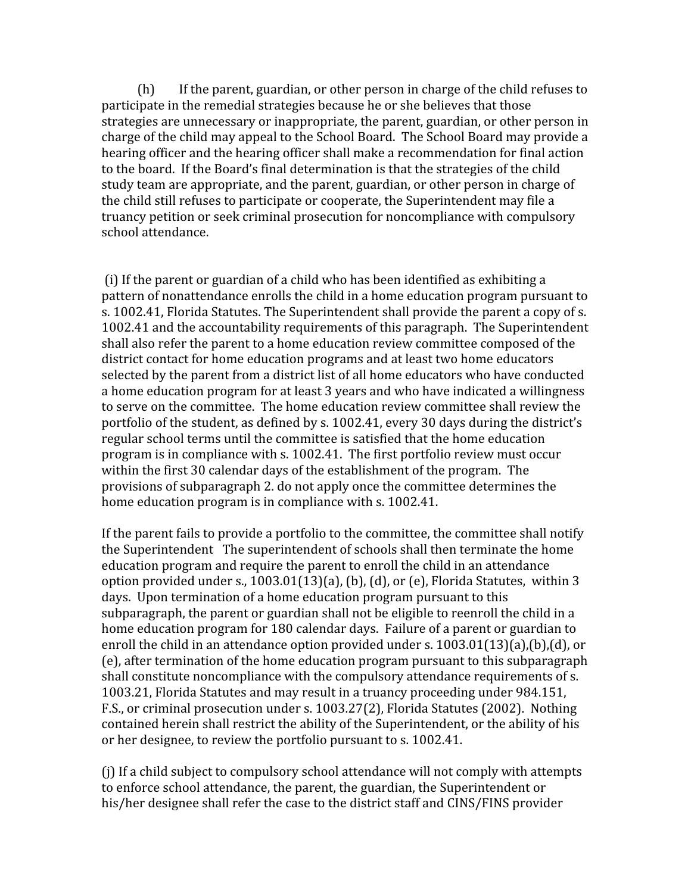(h) If the parent, guardian, or other person in charge of the child refuses to participate in the remedial strategies because he or she believes that those strategies are unnecessary or inappropriate, the parent, guardian, or other person in charge of the child may appeal to the School Board. The School Board may provide a hearing officer and the hearing officer shall make a recommendation for final action to the board. If the Board's final determination is that the strategies of the child study team are appropriate, and the parent, guardian, or other person in charge of the child still refuses to participate or cooperate, the Superintendent may file a truancy petition or seek criminal prosecution for noncompliance with compulsory school attendance.

(i) If the parent or guardian of a child who has been identified as exhibiting a pattern of nonattendance enrolls the child in a home education program pursuant to s. 1002.41, Florida Statutes. The Superintendent shall provide the parent a copy of s. 1002.41 and the accountability requirements of this paragraph. The Superintendent shall also refer the parent to a home education review committee composed of the district contact for home education programs and at least two home educators selected by the parent from a district list of all home educators who have conducted a home education program for at least 3 years and who have indicated a willingness to serve on the committee. The home education review committee shall review the portfolio of the student, as defined by s. 1002.41, every 30 days during the district's regular school terms until the committee is satisfied that the home education program is in compliance with s. 1002.41. The first portfolio review must occur within the first 30 calendar days of the establishment of the program. The provisions of subparagraph 2. do not apply once the committee determines the home education program is in compliance with s. 1002.41.

If the parent fails to provide a portfolio to the committee, the committee shall notify the Superintendent The superintendent of schools shall then terminate the home education program and require the parent to enroll the child in an attendance option provided under s., 1003.01(13)(a), (b), (d), or (e), Florida Statutes, within 3 days. Upon termination of a home education program pursuant to this subparagraph, the parent or guardian shall not be eligible to reenroll the child in a home education program for 180 calendar days. Failure of a parent or guardian to enroll the child in an attendance option provided under s. 1003.01(13)(a),(b),(d), or (e), after termination of the home education program pursuant to this subparagraph shall constitute noncompliance with the compulsory attendance requirements of s. 1003.21, Florida Statutes and may result in a truancy proceeding under 984.151, F.S., or criminal prosecution under s. 1003.27(2), Florida Statutes (2002). Nothing contained herein shall restrict the ability of the Superintendent, or the ability of his or her designee, to review the portfolio pursuant to s. 1002.41.

(j) If a child subject to compulsory school attendance will not comply with attempts to enforce school attendance, the parent, the guardian, the Superintendent or his/her designee shall refer the case to the district staff and CINS/FINS provider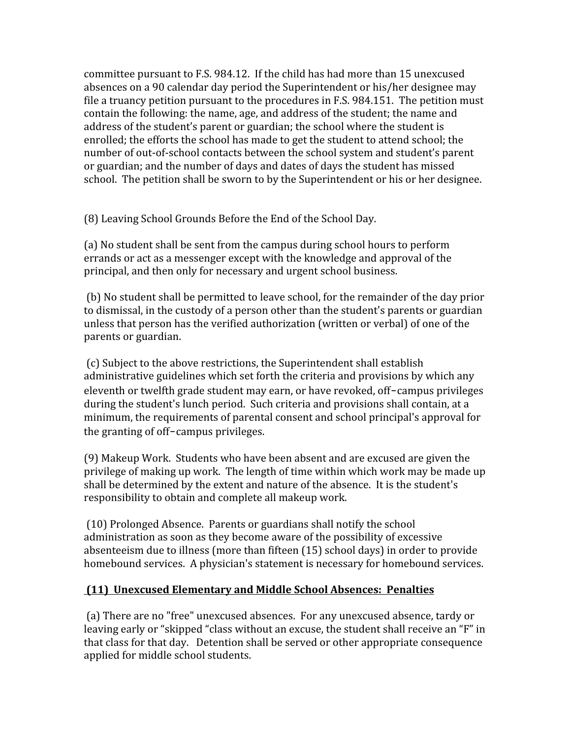committee pursuant to F.S. 984.12. If the child has had more than 15 unexcused absences on a 90 calendar day period the Superintendent or his/her designee may file a truancy petition pursuant to the procedures in F.S. 984.151. The petition must contain the following: the name, age, and address of the student; the name and address of the student's parent or guardian; the school where the student is enrolled; the efforts the school has made to get the student to attend school; the number of out-of-school contacts between the school system and student's parent or guardian; and the number of days and dates of days the student has missed school. The petition shall be sworn to by the Superintendent or his or her designee.

(8) Leaving School Grounds Before the End of the School Day.

(a) No student shall be sent from the campus during school hours to perform errands or act as a messenger except with the knowledge and approval of the principal, and then only for necessary and urgent school business.

(b) No student shall be permitted to leave school, for the remainder of the day prior to dismissal, in the custody of a person other than the student's parents or guardian unless that person has the verified authorization (written or verbal) of one of the parents or guardian.

(c) Subject to the above restrictions, the Superintendent shall establish administrative guidelines which set forth the criteria and provisions by which any eleventh or twelfth grade student may earn, or have revoked, off-campus privileges during the student's lunch period. Such criteria and provisions shall contain, at a minimum, the requirements of parental consent and school principal's approval for the granting of off-campus privileges.

(9) Makeup Work. Students who have been absent and are excused are given the privilege of making up work. The length of time within which work may be made up shall be determined by the extent and nature of the absence. It is the student's responsibility to obtain and complete all makeup work.

(10) Prolonged Absence. Parents or guardians shall notify the school administration as soon as they become aware of the possibility of excessive absenteeism due to illness (more than fifteen (15) school days) in order to provide homebound services. A physician's statement is necessary for homebound services.

**(11) Unexcused Elementary and Middle School Absences: Penalties**

(a) There are no "free" unexcused absences. For any unexcused absence, tardy or leaving early or "skipped "class without an excuse, the student shall receive an "F" in that class for that day. Detention shall be served or other appropriate consequence applied for middle school students.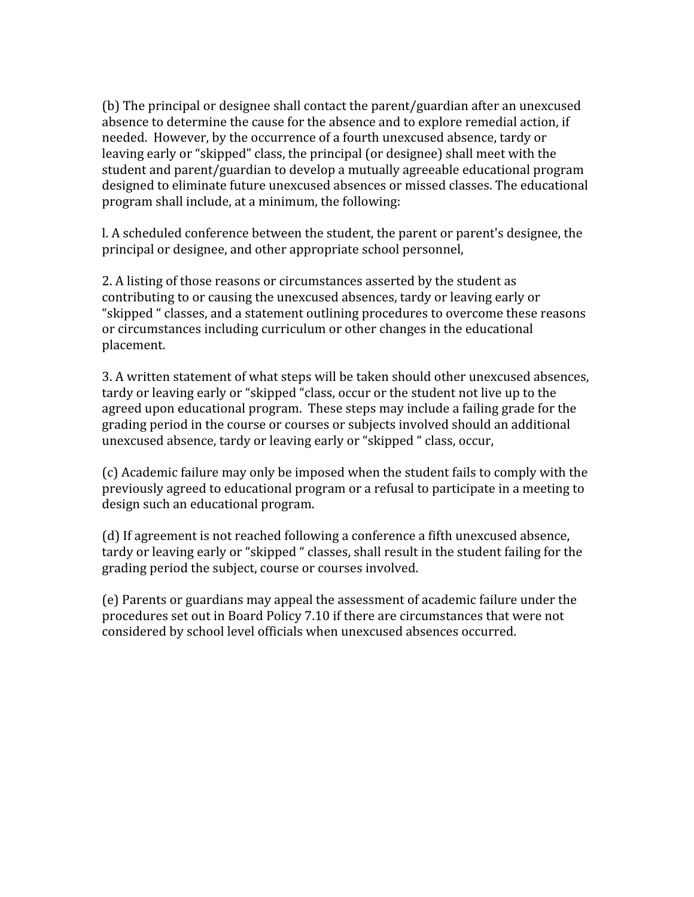(b) The principal or designee shall contact the parent/guardian after an unexcused absence to determine the cause for the absence and to explore remedial action, if needed. However, by the occurrence of a fourth unexcused absence, tardy or leaving early or "skipped" class, the principal (or designee) shall meet with the student and parent/guardian to develop a mutually agreeable educational program designed to eliminate future unexcused absences or missed classes. The educational program shall include, at a minimum, the following:

l. A scheduled conference between the student, the parent or parent's designee, the principal or designee, and other appropriate school personnel,

2. A listing of those reasons or circumstances asserted by the student as contributing to or causing the unexcused absences, tardy or leaving early or "skipped " classes, and a statement outlining procedures to overcome these reasons or circumstances including curriculum or other changes in the educational placement.

3. A written statement of what steps will be taken should other unexcused absences, tardy or leaving early or "skipped "class, occur or the student not live up to the agreed upon educational program. These steps may include a failing grade for the grading period in the course or courses or subjects involved should an additional unexcused absence, tardy or leaving early or "skipped " class, occur,

(c) Academic failure may only be imposed when the student fails to comply with the previously agreed to educational program or a refusal to participate in a meeting to design such an educational program.

(d) If agreement is not reached following a conference a fifth unexcused absence, tardy or leaving early or "skipped " classes, shall result in the student failing for the grading period the subject, course or courses involved.

(e) Parents or guardians may appeal the assessment of academic failure under the procedures set out in Board Policy 7.10 if there are circumstances that were not considered by school level officials when unexcused absences occurred.